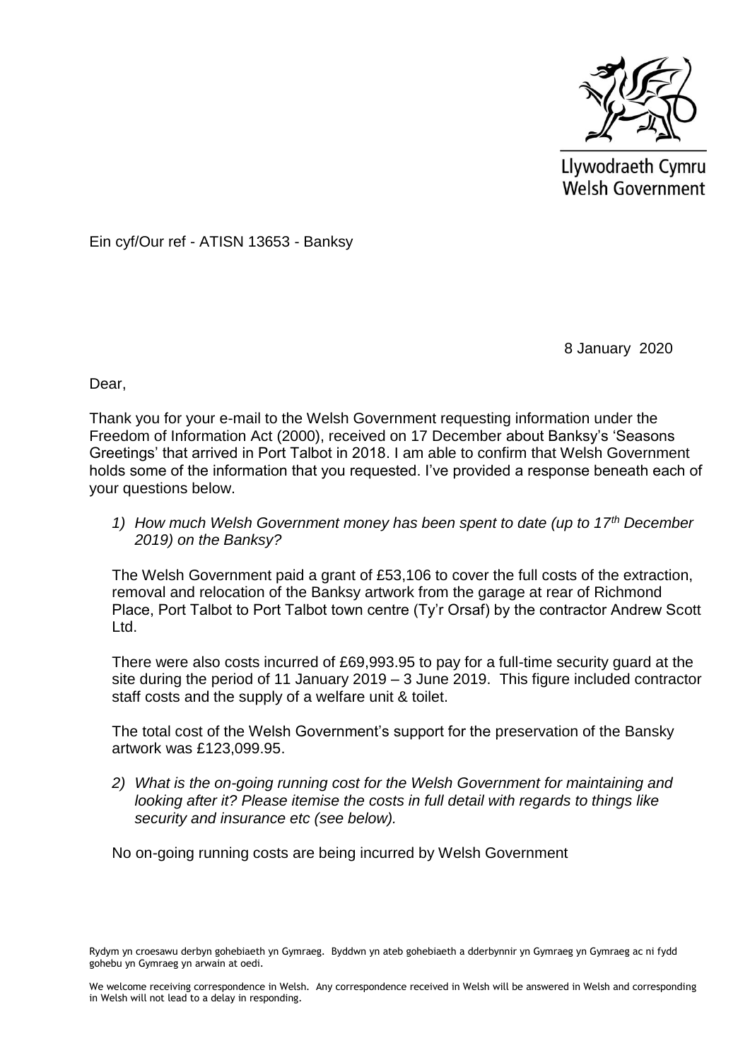Llywodraeth Cymru
Welsh Government

Ein cyf/Our ref - ATISN 13653 - Banksy

8 January 2020

Dear,

Thank you for your e-mail to the Welsh Government requesting information under the Freedom of Information Act (2000), received on 17 December about Banksy's 'Seasons Greetings' that arrived in Port Talbot in 2018. I am able to confirm that Welsh Government holds some of the information that you requested. I've provided a response beneath each of your questions below.

1) *How much Welsh Government money has been spent to date (up to 17th December 2019) on the Banksy?*

The Welsh Government paid a grant of £53,106 to cover the full costs of the extraction, removal and relocation of the Banksy artwork from the garage at rear of Richmond Place, Port Talbot to Port Talbot town centre (Ty'r Orsaf) by the contractor Andrew Scott Ltd.

There were also costs incurred of £69,993.95 to pay for a full-time security guard at the site during the period of 11 January 2019 – 3 June 2019. This figure included contractor staff costs and the supply of a welfare unit & toilet.

The total cost of the Welsh Government's support for the preservation of the Bansky artwork was £123,099.95.

2) *What is the on-going running cost for the Welsh Government for maintaining and looking after it? Please itemise the costs in full detail with regards to things like security and insurance etc (see below).*

No on-going running costs are being incurred by Welsh Government

Rydym yn croesawu derbyn gohebiaeth yn Gymraeg. Byddwn yn ateb gohebiaeth a dderbynnir yn Gymraeg yn Gymraeg ac ni fydd gohebu yn Gymraeg yn arwain at oedi.

We welcome receiving correspondence in Welsh. Any correspondence received in Welsh will be answered in Welsh and corresponding in Welsh will not lead to a delay in responding.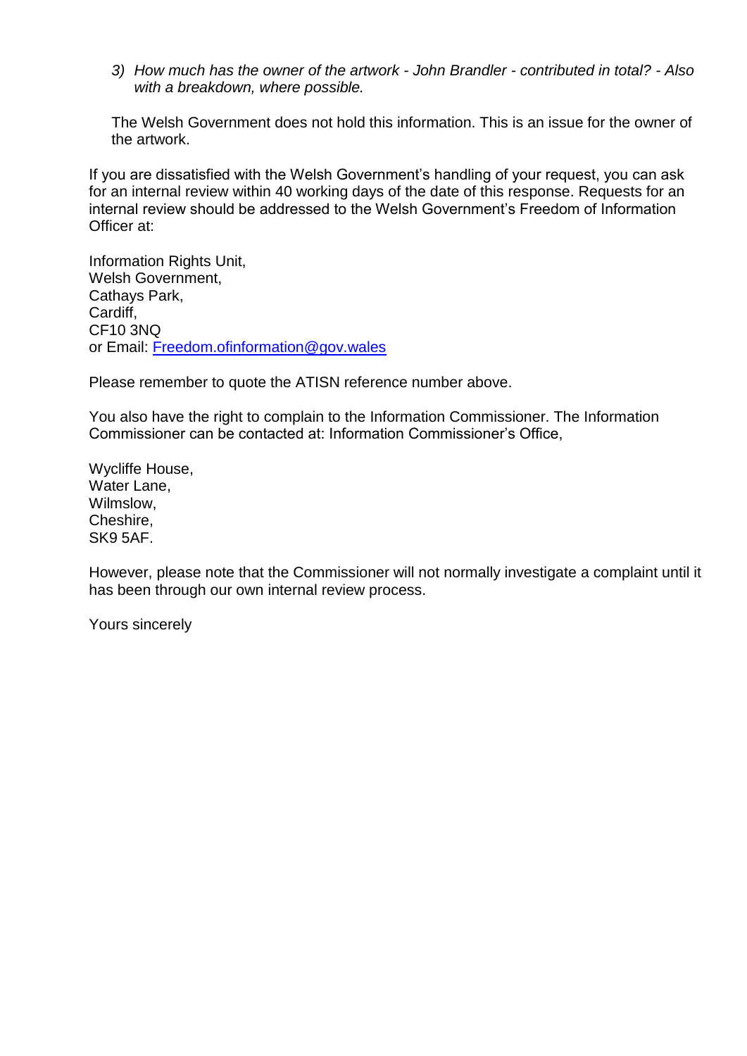3) *How much has the owner of the artwork - John Brandler - contributed in total? - Also with a breakdown, where possible.*

The Welsh Government does not hold this information. This is an issue for the owner of the artwork.

If you are dissatisfied with the Welsh Government's handling of your request, you can ask for an internal review within 40 working days of the date of this response. Requests for an internal review should be addressed to the Welsh Government's Freedom of Information Officer at:

Information Rights Unit,
Welsh Government,
Cathays Park,
Cardiff,
CF10 3NQ
or Email: Freedom.ofinformation@gov.wales

Please remember to quote the ATISN reference number above.

You also have the right to complain to the Information Commissioner. The Information Commissioner can be contacted at: Information Commissioner's Office,

Wycliffe House,
Water Lane,
Wilmslow,
Cheshire,
SK9 5AF.

However, please note that the Commissioner will not normally investigate a complaint until it has been through our own internal review process.

Yours sincerely